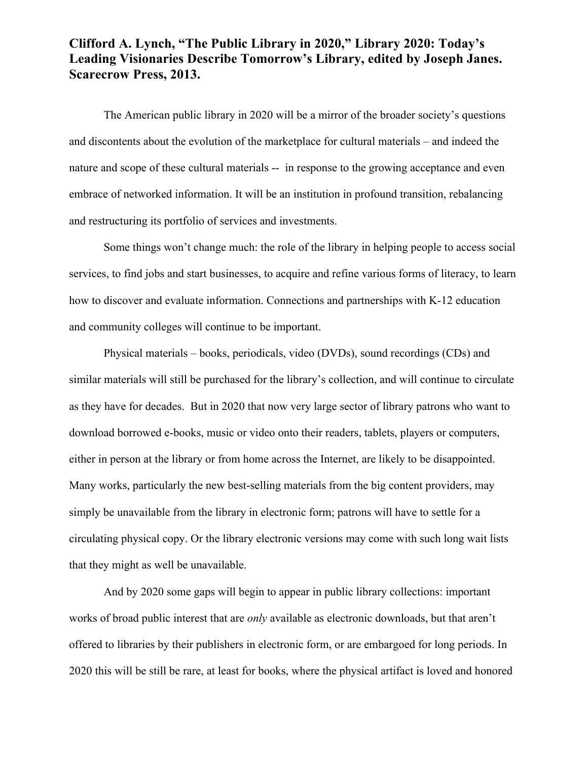**Clifford A. Lynch, "The Public Library in 2020," Library 2020: Today's Leading Visionaries Describe Tomorrow's Library, edited by Joseph Janes. Scarecrow Press, 2013.**

The American public library in 2020 will be a mirror of the broader society's questions and discontents about the evolution of the marketplace for cultural materials – and indeed the nature and scope of these cultural materials -- in response to the growing acceptance and even embrace of networked information. It will be an institution in profound transition, rebalancing and restructuring its portfolio of services and investments.

Some things won't change much: the role of the library in helping people to access social services, to find jobs and start businesses, to acquire and refine various forms of literacy, to learn how to discover and evaluate information. Connections and partnerships with K-12 education and community colleges will continue to be important.

Physical materials – books, periodicals, video (DVDs), sound recordings (CDs) and similar materials will still be purchased for the library's collection, and will continue to circulate as they have for decades. But in 2020 that now very large sector of library patrons who want to download borrowed e-books, music or video onto their readers, tablets, players or computers, either in person at the library or from home across the Internet, are likely to be disappointed. Many works, particularly the new best-selling materials from the big content providers, may simply be unavailable from the library in electronic form; patrons will have to settle for a circulating physical copy. Or the library electronic versions may come with such long wait lists that they might as well be unavailable.

And by 2020 some gaps will begin to appear in public library collections: important works of broad public interest that are *only* available as electronic downloads, but that aren't offered to libraries by their publishers in electronic form, or are embargoed for long periods. In 2020 this will be still be rare, at least for books, where the physical artifact is loved and honored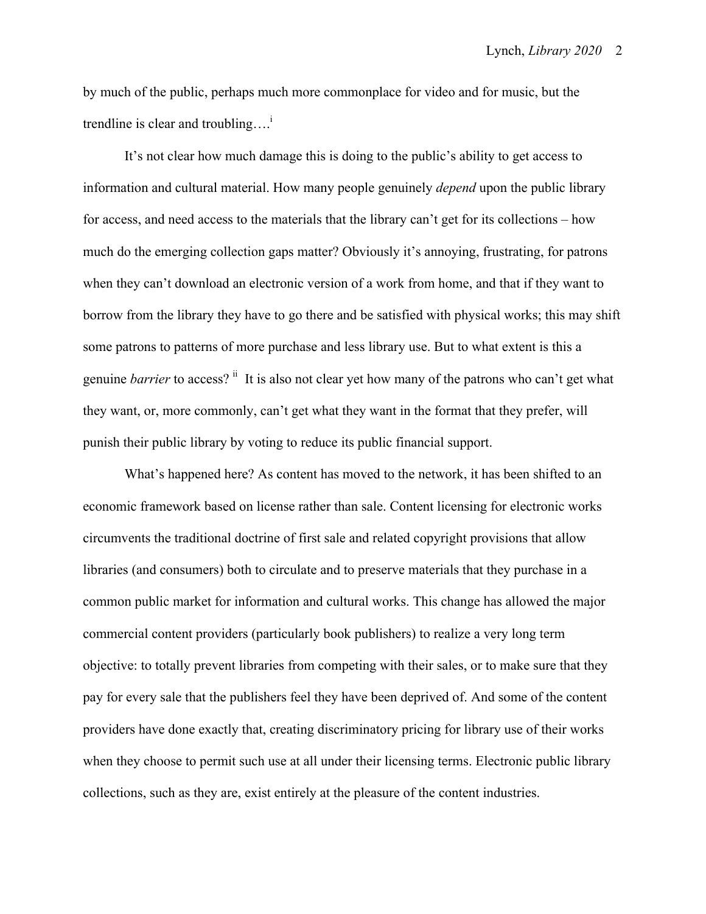by much of the public, perhaps much more commonplace for video and for music, but the trendline is clear and troubling….[i]

It's not clear how much damage this is doing to the public's ability to get access to information and cultural material. How many people genuinely *depend* upon the public library for access, and need access to the materials that the library can't get for its collections – how much do the emerging collection gaps matter? Obviously it's annoying, frustrating, for patrons when they can't download an electronic version of a work from home, and that if they want to borrow from the library they have to go there and be satisfied with physical works; this may shift some patrons to patterns of more purchase and less library use. But to what extent is this a genuine *barrier* to access?[ii] It is also not clear yet how many of the patrons who can't get what they want, or, more commonly, can't get what they want in the format that they prefer, will punish their public library by voting to reduce its public financial support.

What's happened here? As content has moved to the network, it has been shifted to an economic framework based on license rather than sale. Content licensing for electronic works circumvents the traditional doctrine of first sale and related copyright provisions that allow libraries (and consumers) both to circulate and to preserve materials that they purchase in a common public market for information and cultural works. This change has allowed the major commercial content providers (particularly book publishers) to realize a very long term objective: to totally prevent libraries from competing with their sales, or to make sure that they pay for every sale that the publishers feel they have been deprived of. And some of the content providers have done exactly that, creating discriminatory pricing for library use of their works when they choose to permit such use at all under their licensing terms. Electronic public library collections, such as they are, exist entirely at the pleasure of the content industries.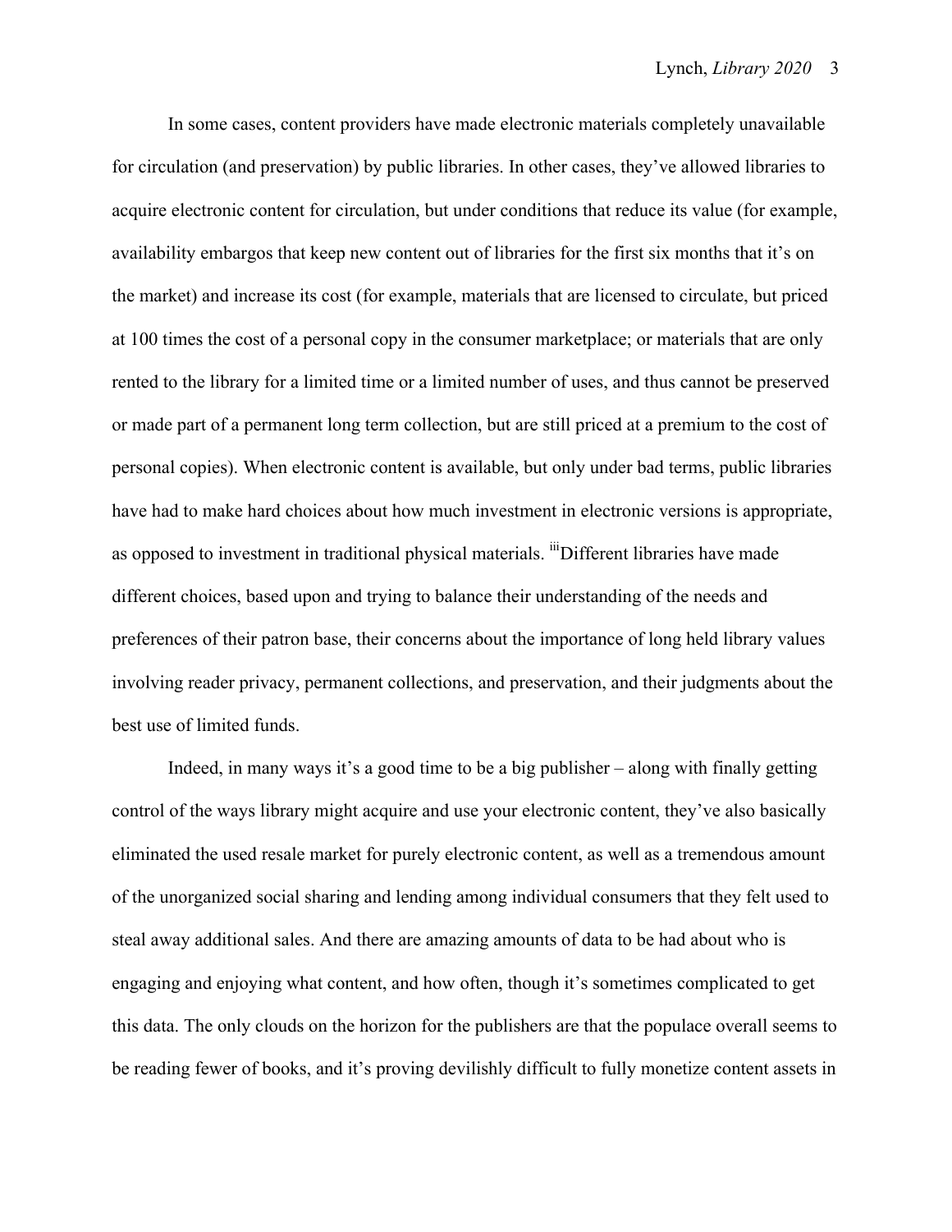In some cases, content providers have made electronic materials completely unavailable for circulation (and preservation) by public libraries. In other cases, they've allowed libraries to acquire electronic content for circulation, but under conditions that reduce its value (for example, availability embargos that keep new content out of libraries for the first six months that it's on the market) and increase its cost (for example, materials that are licensed to circulate, but priced at 100 times the cost of a personal copy in the consumer marketplace; or materials that are only rented to the library for a limited time or a limited number of uses, and thus cannot be preserved or made part of a permanent long term collection, but are still priced at a premium to the cost of personal copies). When electronic content is available, but only under bad terms, public libraries have had to make hard choices about how much investment in electronic versions is appropriate, as opposed to investment in traditional physical materials. [iii]Different libraries have made different choices, based upon and trying to balance their understanding of the needs and preferences of their patron base, their concerns about the importance of long held library values involving reader privacy, permanent collections, and preservation, and their judgments about the best use of limited funds.

Indeed, in many ways it's a good time to be a big publisher – along with finally getting control of the ways library might acquire and use your electronic content, they've also basically eliminated the used resale market for purely electronic content, as well as a tremendous amount of the unorganized social sharing and lending among individual consumers that they felt used to steal away additional sales. And there are amazing amounts of data to be had about who is engaging and enjoying what content, and how often, though it's sometimes complicated to get this data. The only clouds on the horizon for the publishers are that the populace overall seems to be reading fewer of books, and it's proving devilishly difficult to fully monetize content assets in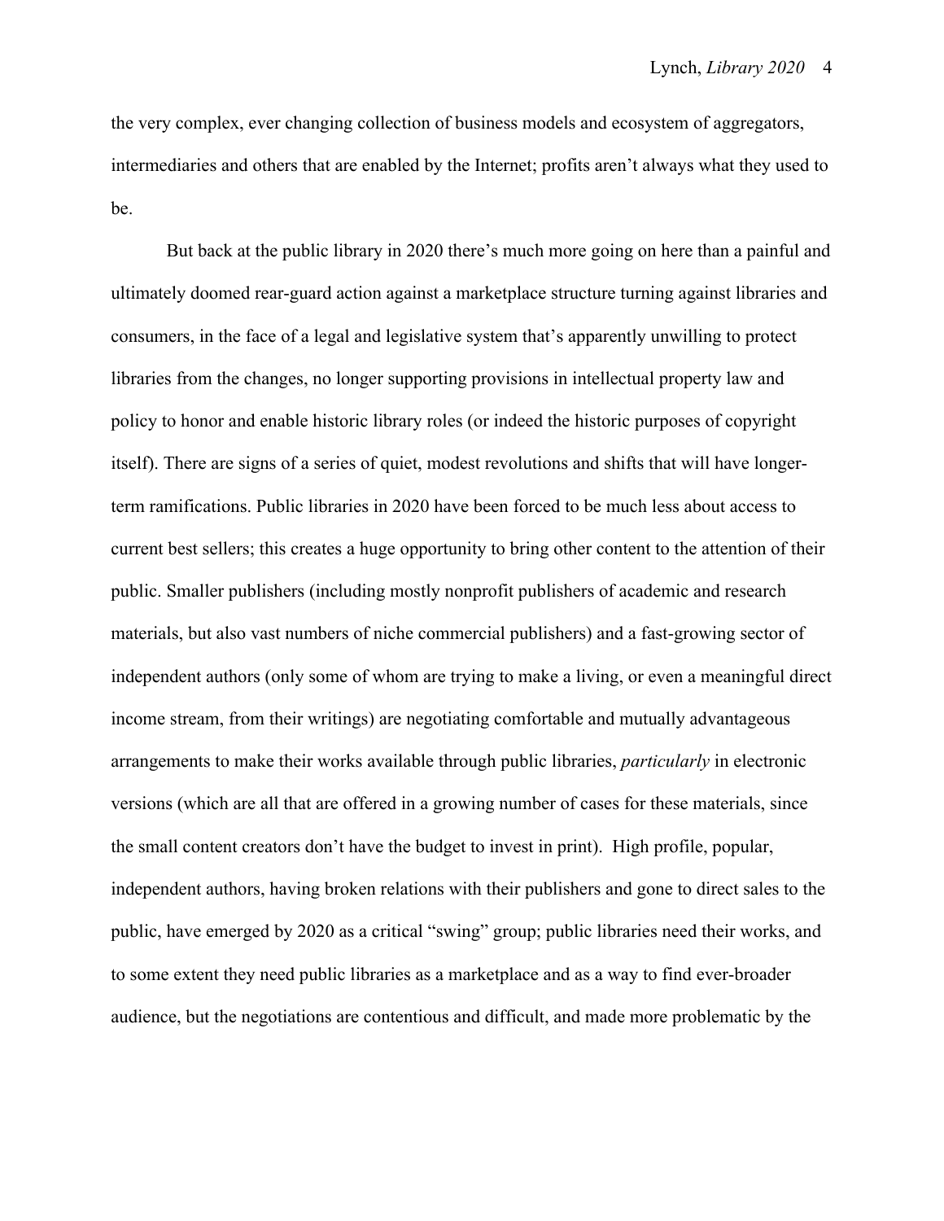the very complex, ever changing collection of business models and ecosystem of aggregators, intermediaries and others that are enabled by the Internet; profits aren't always what they used to be.

But back at the public library in 2020 there's much more going on here than a painful and ultimately doomed rear-guard action against a marketplace structure turning against libraries and consumers, in the face of a legal and legislative system that's apparently unwilling to protect libraries from the changes, no longer supporting provisions in intellectual property law and policy to honor and enable historic library roles (or indeed the historic purposes of copyright itself). There are signs of a series of quiet, modest revolutions and shifts that will have longer-term ramifications. Public libraries in 2020 have been forced to be much less about access to current best sellers; this creates a huge opportunity to bring other content to the attention of their public. Smaller publishers (including mostly nonprofit publishers of academic and research materials, but also vast numbers of niche commercial publishers) and a fast-growing sector of independent authors (only some of whom are trying to make a living, or even a meaningful direct income stream, from their writings) are negotiating comfortable and mutually advantageous arrangements to make their works available through public libraries, *particularly* in electronic versions (which are all that are offered in a growing number of cases for these materials, since the small content creators don't have the budget to invest in print). High profile, popular, independent authors, having broken relations with their publishers and gone to direct sales to the public, have emerged by 2020 as a critical "swing" group; public libraries need their works, and to some extent they need public libraries as a marketplace and as a way to find ever-broader audience, but the negotiations are contentious and difficult, and made more problematic by the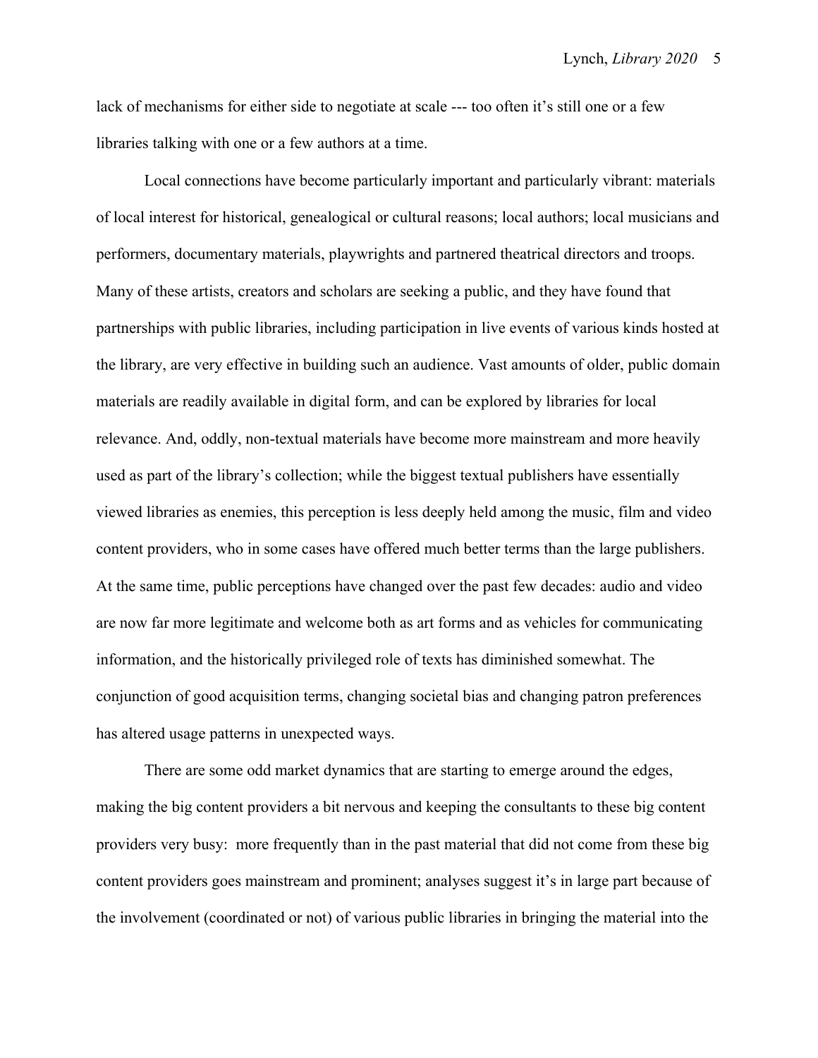lack of mechanisms for either side to negotiate at scale --- too often it's still one or a few libraries talking with one or a few authors at a time.

Local connections have become particularly important and particularly vibrant: materials of local interest for historical, genealogical or cultural reasons; local authors; local musicians and performers, documentary materials, playwrights and partnered theatrical directors and troops. Many of these artists, creators and scholars are seeking a public, and they have found that partnerships with public libraries, including participation in live events of various kinds hosted at the library, are very effective in building such an audience. Vast amounts of older, public domain materials are readily available in digital form, and can be explored by libraries for local relevance. And, oddly, non-textual materials have become more mainstream and more heavily used as part of the library's collection; while the biggest textual publishers have essentially viewed libraries as enemies, this perception is less deeply held among the music, film and video content providers, who in some cases have offered much better terms than the large publishers. At the same time, public perceptions have changed over the past few decades: audio and video are now far more legitimate and welcome both as art forms and as vehicles for communicating information, and the historically privileged role of texts has diminished somewhat. The conjunction of good acquisition terms, changing societal bias and changing patron preferences has altered usage patterns in unexpected ways.

There are some odd market dynamics that are starting to emerge around the edges, making the big content providers a bit nervous and keeping the consultants to these big content providers very busy: more frequently than in the past material that did not come from these big content providers goes mainstream and prominent; analyses suggest it's in large part because of the involvement (coordinated or not) of various public libraries in bringing the material into the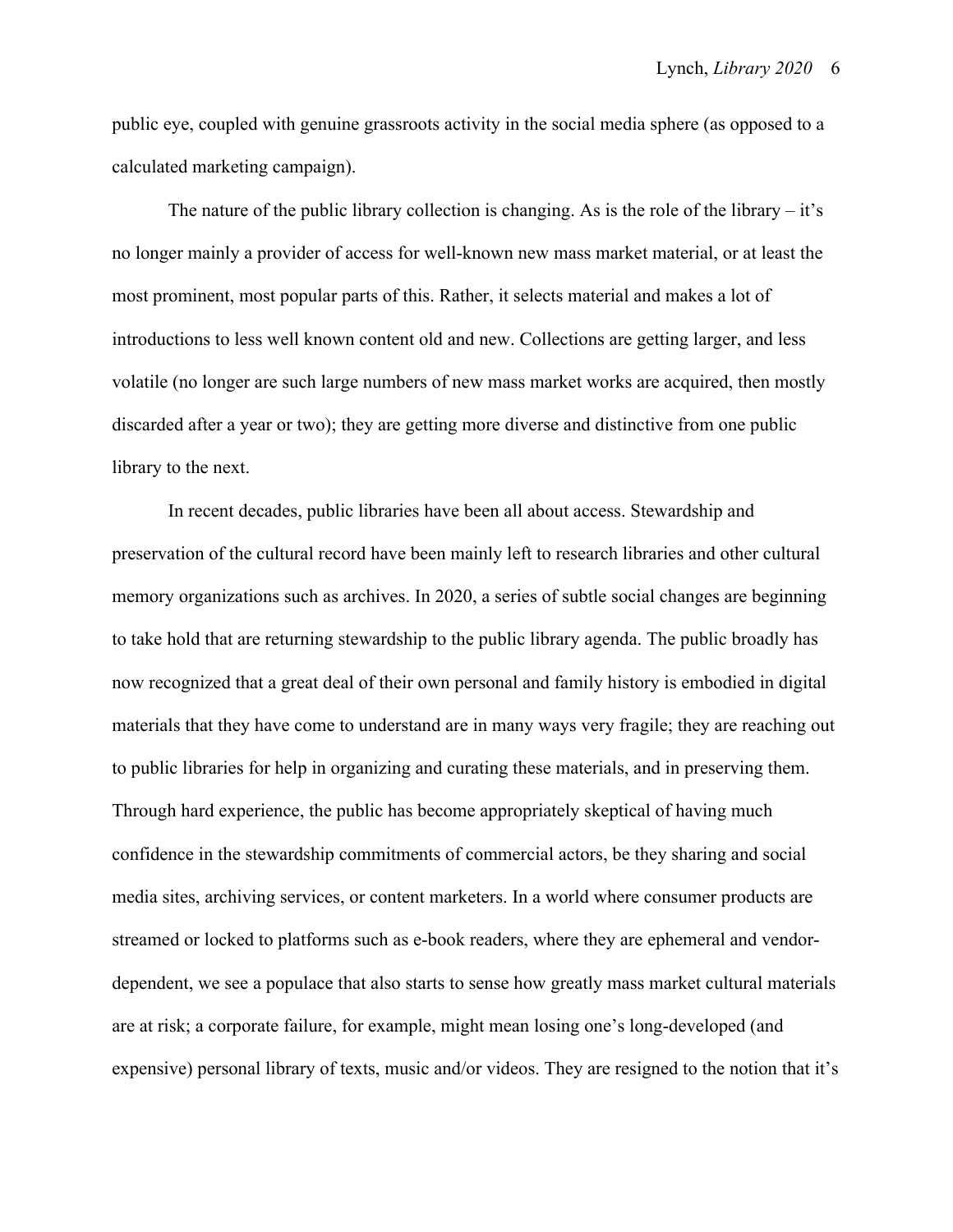public eye, coupled with genuine grassroots activity in the social media sphere (as opposed to a calculated marketing campaign).

The nature of the public library collection is changing. As is the role of the library – it's no longer mainly a provider of access for well-known new mass market material, or at least the most prominent, most popular parts of this. Rather, it selects material and makes a lot of introductions to less well known content old and new. Collections are getting larger, and less volatile (no longer are such large numbers of new mass market works are acquired, then mostly discarded after a year or two); they are getting more diverse and distinctive from one public library to the next.

In recent decades, public libraries have been all about access. Stewardship and preservation of the cultural record have been mainly left to research libraries and other cultural memory organizations such as archives. In 2020, a series of subtle social changes are beginning to take hold that are returning stewardship to the public library agenda. The public broadly has now recognized that a great deal of their own personal and family history is embodied in digital materials that they have come to understand are in many ways very fragile; they are reaching out to public libraries for help in organizing and curating these materials, and in preserving them. Through hard experience, the public has become appropriately skeptical of having much confidence in the stewardship commitments of commercial actors, be they sharing and social media sites, archiving services, or content marketers. In a world where consumer products are streamed or locked to platforms such as e-book readers, where they are ephemeral and vendor-dependent, we see a populace that also starts to sense how greatly mass market cultural materials are at risk; a corporate failure, for example, might mean losing one's long-developed (and expensive) personal library of texts, music and/or videos. They are resigned to the notion that it's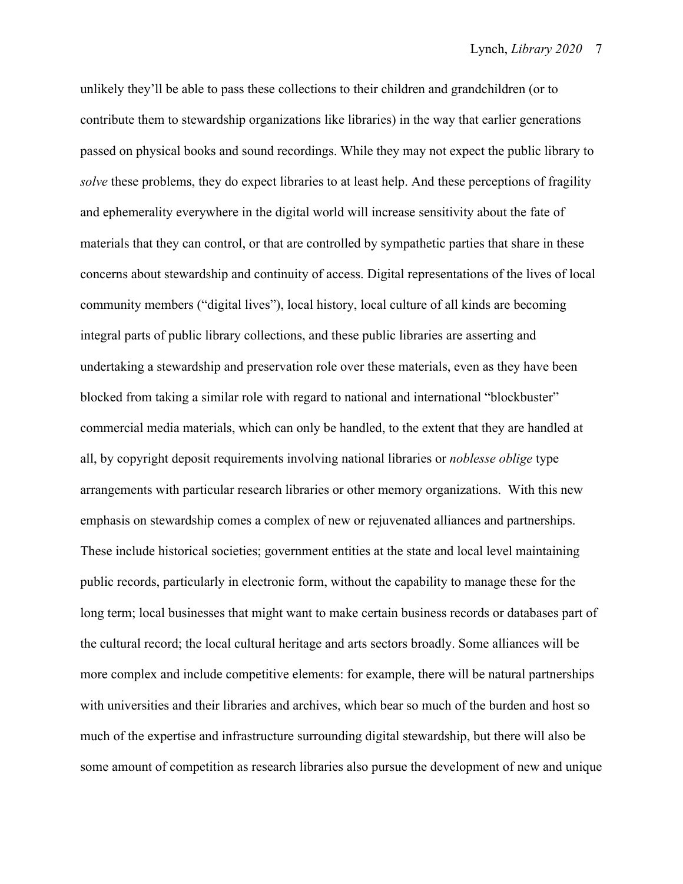unlikely they'll be able to pass these collections to their children and grandchildren (or to contribute them to stewardship organizations like libraries) in the way that earlier generations passed on physical books and sound recordings. While they may not expect the public library to *solve* these problems, they do expect libraries to at least help. And these perceptions of fragility and ephemerality everywhere in the digital world will increase sensitivity about the fate of materials that they can control, or that are controlled by sympathetic parties that share in these concerns about stewardship and continuity of access. Digital representations of the lives of local community members ("digital lives"), local history, local culture of all kinds are becoming integral parts of public library collections, and these public libraries are asserting and undertaking a stewardship and preservation role over these materials, even as they have been blocked from taking a similar role with regard to national and international "blockbuster" commercial media materials, which can only be handled, to the extent that they are handled at all, by copyright deposit requirements involving national libraries or *noblesse oblige* type arrangements with particular research libraries or other memory organizations. With this new emphasis on stewardship comes a complex of new or rejuvenated alliances and partnerships. These include historical societies; government entities at the state and local level maintaining public records, particularly in electronic form, without the capability to manage these for the long term; local businesses that might want to make certain business records or databases part of the cultural record; the local cultural heritage and arts sectors broadly. Some alliances will be more complex and include competitive elements: for example, there will be natural partnerships with universities and their libraries and archives, which bear so much of the burden and host so much of the expertise and infrastructure surrounding digital stewardship, but there will also be some amount of competition as research libraries also pursue the development of new and unique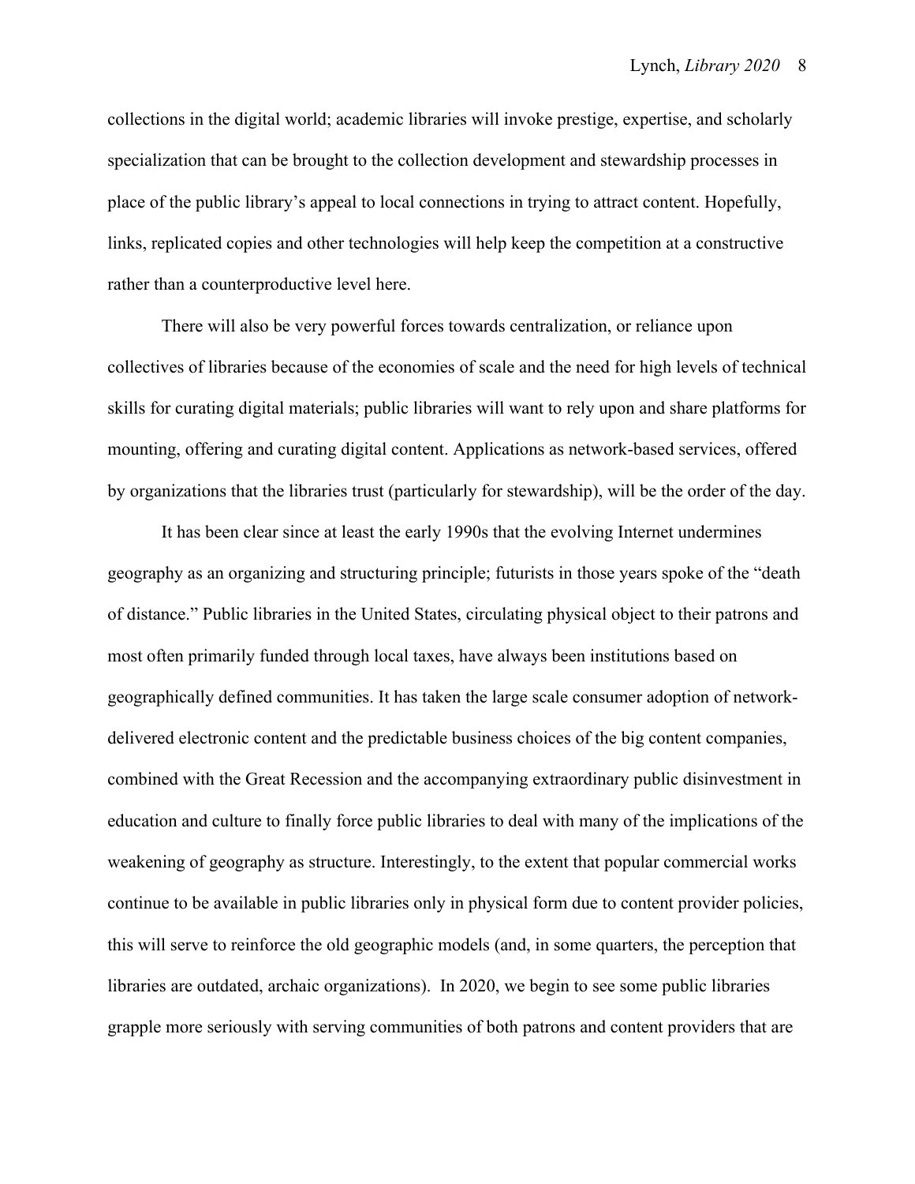collections in the digital world; academic libraries will invoke prestige, expertise, and scholarly specialization that can be brought to the collection development and stewardship processes in place of the public library's appeal to local connections in trying to attract content. Hopefully, links, replicated copies and other technologies will help keep the competition at a constructive rather than a counterproductive level here.

There will also be very powerful forces towards centralization, or reliance upon collectives of libraries because of the economies of scale and the need for high levels of technical skills for curating digital materials; public libraries will want to rely upon and share platforms for mounting, offering and curating digital content. Applications as network-based services, offered by organizations that the libraries trust (particularly for stewardship), will be the order of the day.

It has been clear since at least the early 1990s that the evolving Internet undermines geography as an organizing and structuring principle; futurists in those years spoke of the "death of distance." Public libraries in the United States, circulating physical object to their patrons and most often primarily funded through local taxes, have always been institutions based on geographically defined communities. It has taken the large scale consumer adoption of network-delivered electronic content and the predictable business choices of the big content companies, combined with the Great Recession and the accompanying extraordinary public disinvestment in education and culture to finally force public libraries to deal with many of the implications of the weakening of geography as structure. Interestingly, to the extent that popular commercial works continue to be available in public libraries only in physical form due to content provider policies, this will serve to reinforce the old geographic models (and, in some quarters, the perception that libraries are outdated, archaic organizations). In 2020, we begin to see some public libraries grapple more seriously with serving communities of both patrons and content providers that are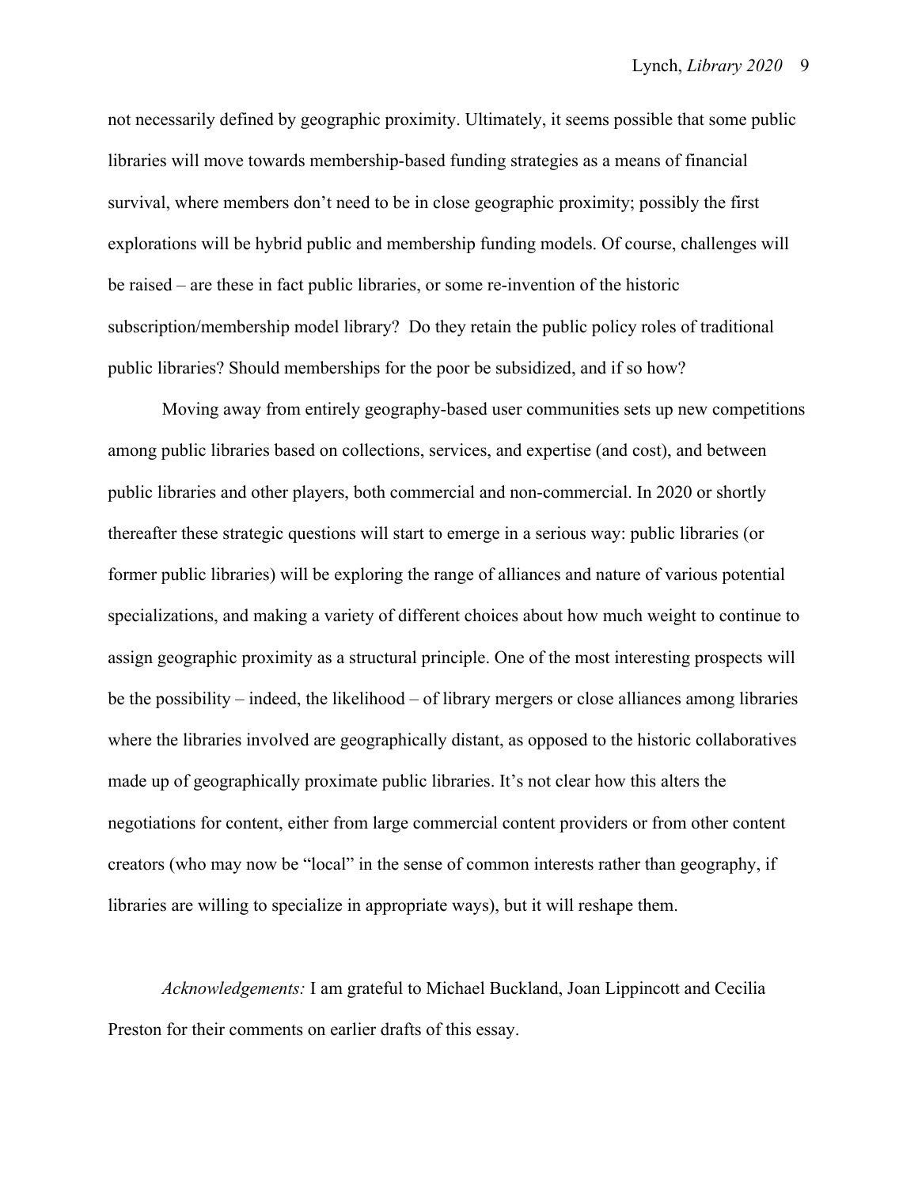not necessarily defined by geographic proximity. Ultimately, it seems possible that some public libraries will move towards membership-based funding strategies as a means of financial survival, where members don't need to be in close geographic proximity; possibly the first explorations will be hybrid public and membership funding models. Of course, challenges will be raised – are these in fact public libraries, or some re-invention of the historic subscription/membership model library? Do they retain the public policy roles of traditional public libraries? Should memberships for the poor be subsidized, and if so how?

Moving away from entirely geography-based user communities sets up new competitions among public libraries based on collections, services, and expertise (and cost), and between public libraries and other players, both commercial and non-commercial. In 2020 or shortly thereafter these strategic questions will start to emerge in a serious way: public libraries (or former public libraries) will be exploring the range of alliances and nature of various potential specializations, and making a variety of different choices about how much weight to continue to assign geographic proximity as a structural principle. One of the most interesting prospects will be the possibility – indeed, the likelihood – of library mergers or close alliances among libraries where the libraries involved are geographically distant, as opposed to the historic collaboratives made up of geographically proximate public libraries. It's not clear how this alters the negotiations for content, either from large commercial content providers or from other content creators (who may now be "local" in the sense of common interests rather than geography, if libraries are willing to specialize in appropriate ways), but it will reshape them.

*Acknowledgements:* I am grateful to Michael Buckland, Joan Lippincott and Cecilia Preston for their comments on earlier drafts of this essay.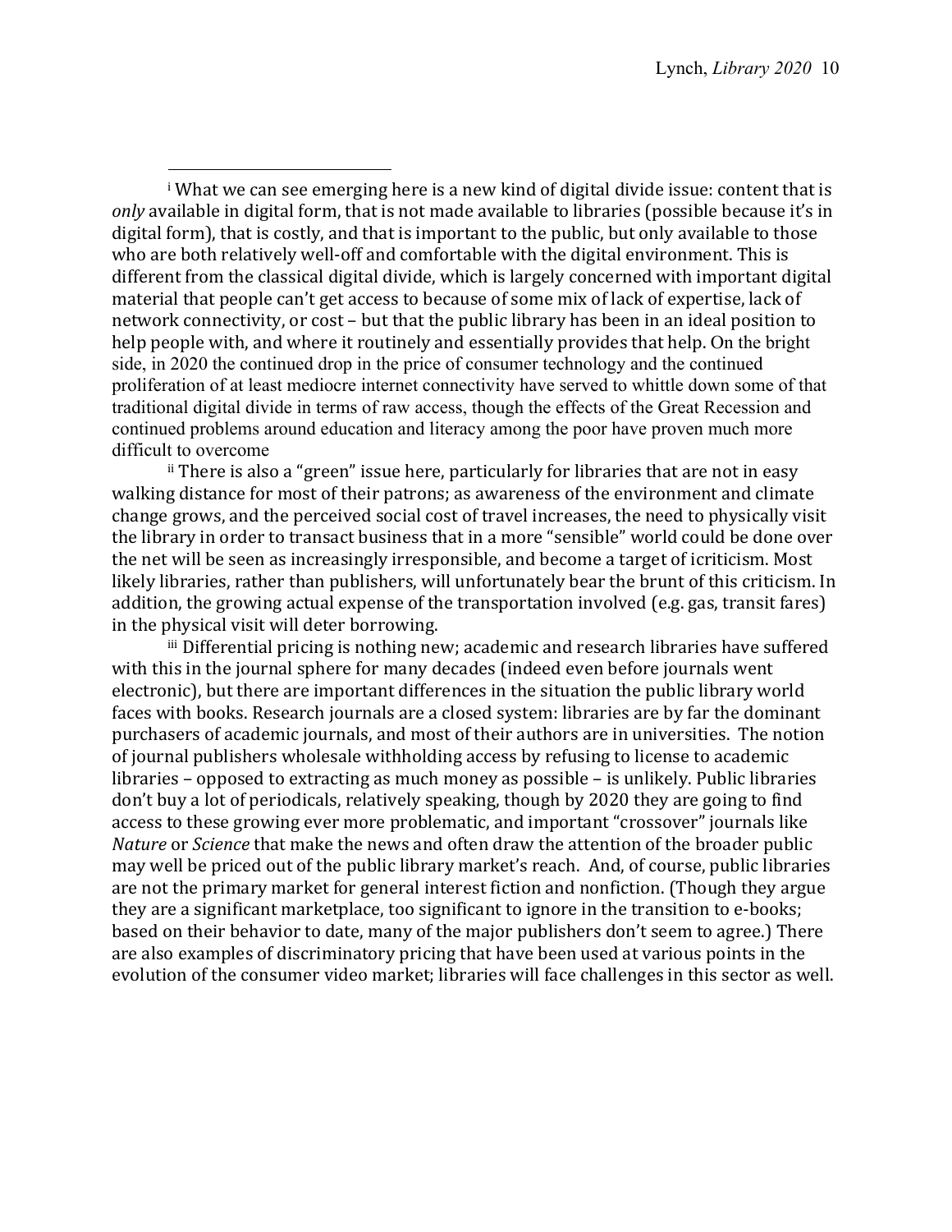[i] What we can see emerging here is a new kind of digital divide issue: content that is *only* available in digital form, that is not made available to libraries (possible because it's in digital form), that is costly, and that is important to the public, but only available to those who are both relatively well-off and comfortable with the digital environment. This is different from the classical digital divide, which is largely concerned with important digital material that people can't get access to because of some mix of lack of expertise, lack of network connectivity, or cost – but that the public library has been in an ideal position to help people with, and where it routinely and essentially provides that help. On the bright side, in 2020 the continued drop in the price of consumer technology and the continued proliferation of at least mediocre internet connectivity have served to whittle down some of that traditional digital divide in terms of raw access, though the effects of the Great Recession and continued problems around education and literacy among the poor have proven much more difficult to overcome

[ii] There is also a "green" issue here, particularly for libraries that are not in easy walking distance for most of their patrons; as awareness of the environment and climate change grows, and the perceived social cost of travel increases, the need to physically visit the library in order to transact business that in a more "sensible" world could be done over the net will be seen as increasingly irresponsible, and become a target of icriticism. Most likely libraries, rather than publishers, will unfortunately bear the brunt of this criticism. In addition, the growing actual expense of the transportation involved (e.g. gas, transit fares) in the physical visit will deter borrowing.

[iii] Differential pricing is nothing new; academic and research libraries have suffered with this in the journal sphere for many decades (indeed even before journals went electronic), but there are important differences in the situation the public library world faces with books. Research journals are a closed system: libraries are by far the dominant purchasers of academic journals, and most of their authors are in universities. The notion of journal publishers wholesale withholding access by refusing to license to academic libraries – opposed to extracting as much money as possible – is unlikely. Public libraries don't buy a lot of periodicals, relatively speaking, though by 2020 they are going to find access to these growing ever more problematic, and important "crossover" journals like *Nature* or *Science* that make the news and often draw the attention of the broader public may well be priced out of the public library market's reach. And, of course, public libraries are not the primary market for general interest fiction and nonfiction. (Though they argue they are a significant marketplace, too significant to ignore in the transition to e-books; based on their behavior to date, many of the major publishers don't seem to agree.) There are also examples of discriminatory pricing that have been used at various points in the evolution of the consumer video market; libraries will face challenges in this sector as well.